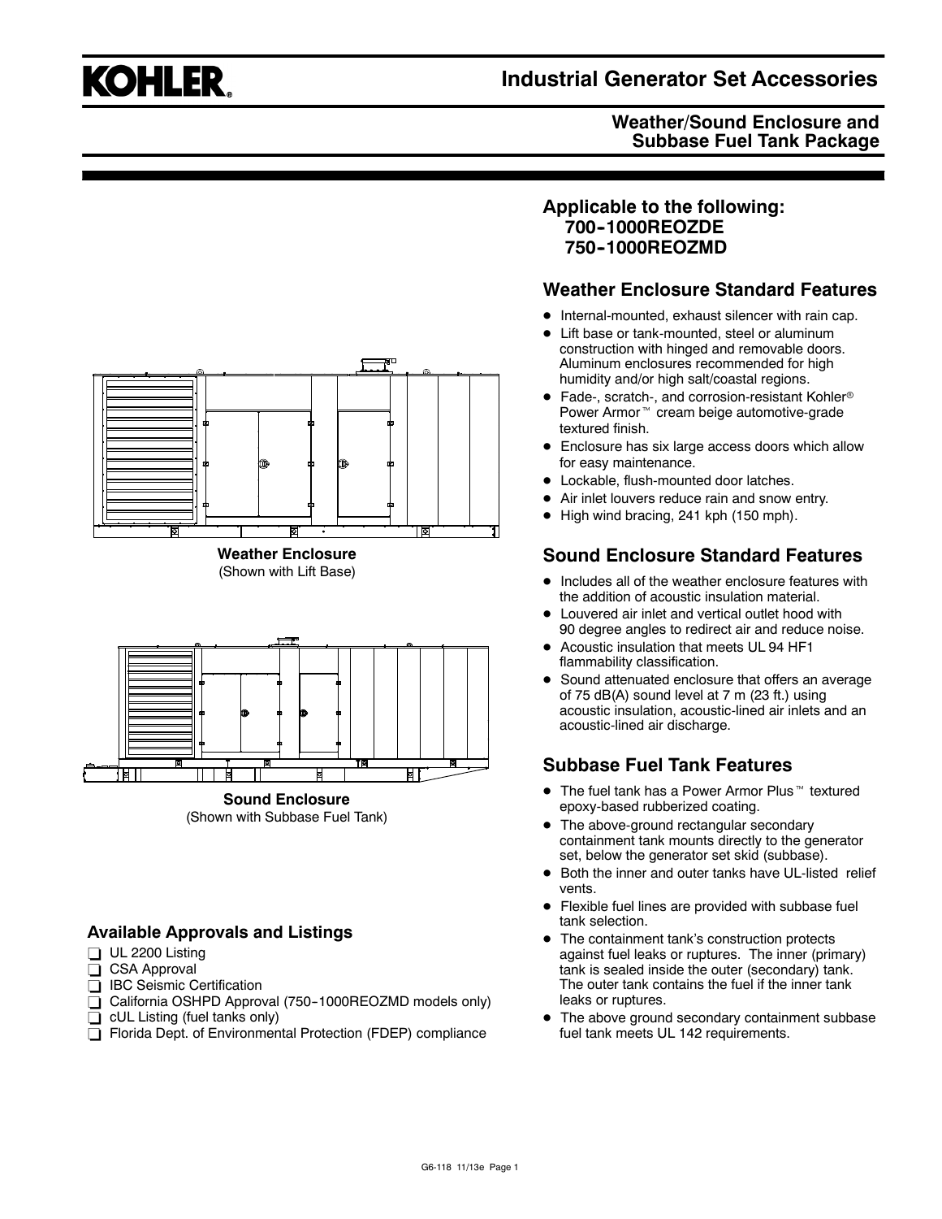# KOHLER.

## Industrial Generator Set Accessories

### Weather/Sound Enclosure and Subbase Fuel Tank Package

Weather Enclosure
(Shown with Lift Base)

Sound Enclosure
(Shown with Subbase Fuel Tank)

## Available Approvals and Listings

- ❑ UL 2200 Listing
- ❑ CSA Approval
- ❑ IBC Seismic Certification
- ❑ California OSHPD Approval (750-1000REOZMD models only)
- ❑ cUL Listing (fuel tanks only)
- ❑ Florida Dept. of Environmental Protection (FDEP) compliance

## Applicable to the following:
**700-1000REOZDE**
**750-1000REOZMD**

## Weather Enclosure Standard Features

- Internal-mounted, exhaust silencer with rain cap.
- Lift base or tank-mounted, steel or aluminum construction with hinged and removable doors. Aluminum enclosures recommended for high humidity and/or high salt/coastal regions.
- Fade-, scratch-, and corrosion-resistant Kohler® Power Armor™ cream beige automotive-grade textured finish.
- Enclosure has six large access doors which allow for easy maintenance.
- Lockable, flush-mounted door latches.
- Air inlet louvers reduce rain and snow entry.
- High wind bracing, 241 kph (150 mph).

## Sound Enclosure Standard Features

- Includes all of the weather enclosure features with the addition of acoustic insulation material.
- Louvered air inlet and vertical outlet hood with 90 degree angles to redirect air and reduce noise.
- Acoustic insulation that meets UL 94 HF1 flammability classification.
- Sound attenuated enclosure that offers an average of 75 dB(A) sound level at 7 m (23 ft.) using acoustic insulation, acoustic-lined air inlets and an acoustic-lined air discharge.

## Subbase Fuel Tank Features

- The fuel tank has a Power Armor Plus™ textured epoxy-based rubberized coating.
- The above-ground rectangular secondary containment tank mounts directly to the generator set, below the generator set skid (subbase).
- Both the inner and outer tanks have UL-listed relief vents.
- Flexible fuel lines are provided with subbase fuel tank selection.
- The containment tank's construction protects against fuel leaks or ruptures. The inner (primary) tank is sealed inside the outer (secondary) tank. The outer tank contains the fuel if the inner tank leaks or ruptures.
- The above ground secondary containment subbase fuel tank meets UL 142 requirements.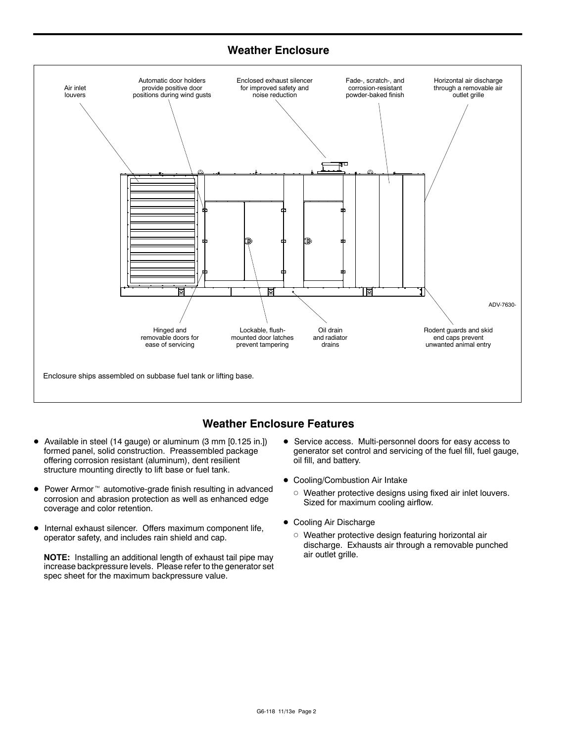## Weather Enclosure

Air inlet louvers

Automatic door holders provide positive door positions during wind gusts

Enclosed exhaust silencer for improved safety and noise reduction

Fade-, scratch-, and corrosion-resistant powder-baked finish

Horizontal air discharge through a removable air outlet grille

ADV-7630-

Hinged and removable doors for ease of servicing

Lockable, flush-mounted door latches prevent tampering

Oil drain and radiator drains

Rodent guards and skid end caps prevent unwanted animal entry

Enclosure ships assembled on subbase fuel tank or lifting base.

## Weather Enclosure Features

- Available in steel (14 gauge) or aluminum (3 mm [0.125 in.]) formed panel, solid construction. Preassembled package offering corrosion resistant (aluminum), dent resilient structure mounting directly to lift base or fuel tank.
- Power Armor™ automotive-grade finish resulting in advanced corrosion and abrasion protection as well as enhanced edge coverage and color retention.
- Internal exhaust silencer. Offers maximum component life, operator safety, and includes rain shield and cap.

  **NOTE:** Installing an additional length of exhaust tail pipe may increase backpressure levels. Please refer to the generator set spec sheet for the maximum backpressure value.

- Service access. Multi-personnel doors for easy access to generator set control and servicing of the fuel fill, fuel gauge, oil fill, and battery.
- Cooling/Combustion Air Intake
  - Weather protective designs using fixed air inlet louvers. Sized for maximum cooling airflow.
- Cooling Air Discharge
  - Weather protective design featuring horizontal air discharge. Exhausts air through a removable punched air outlet grille.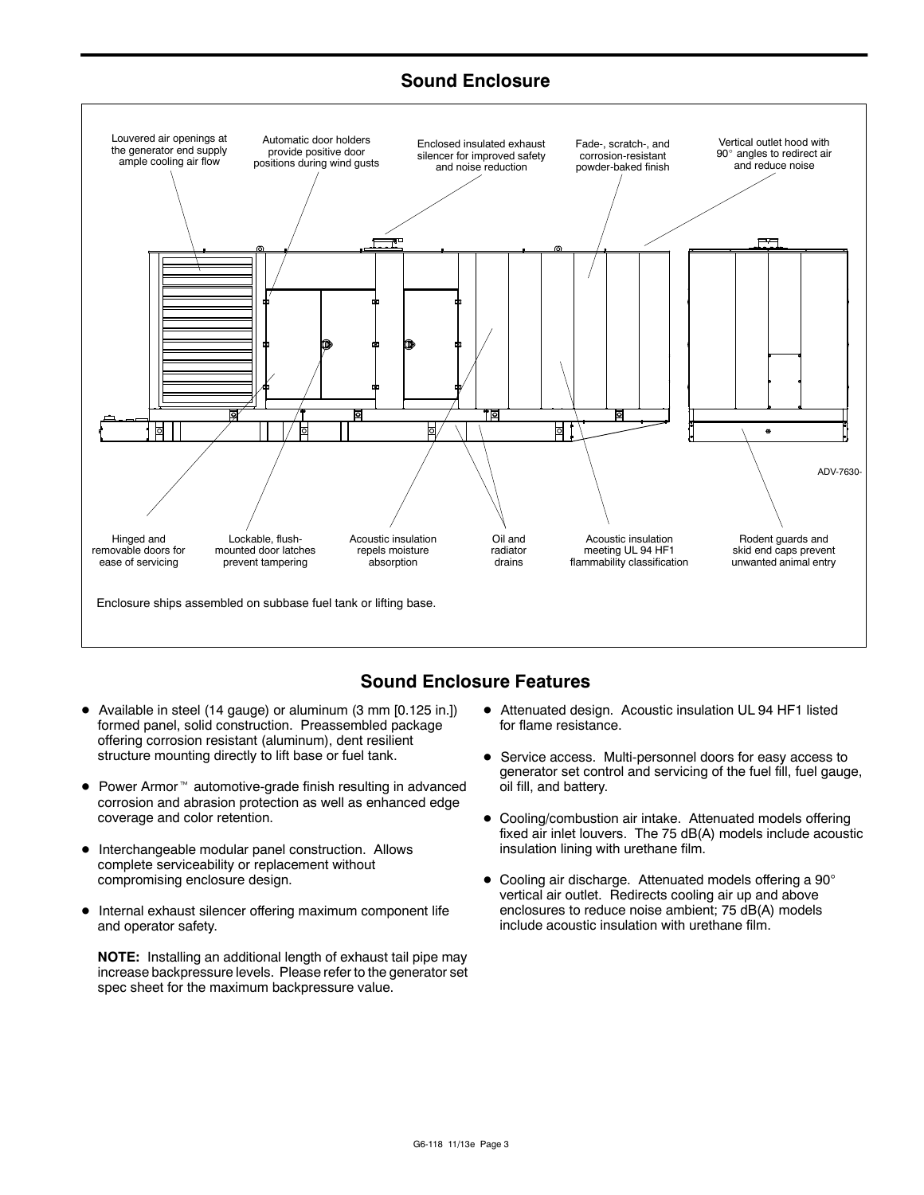## Sound Enclosure

Louvered air openings at the generator end supply ample cooling air flow

Automatic door holders provide positive door positions during wind gusts

Enclosed insulated exhaust silencer for improved safety and noise reduction

Fade-, scratch-, and corrosion-resistant powder-baked finish

Vertical outlet hood with 90° angles to redirect air and reduce noise

ADV-7630-

Hinged and removable doors for ease of servicing

Lockable, flush-mounted door latches prevent tampering

Acoustic insulation repels moisture absorption

Oil and radiator drains

Acoustic insulation meeting UL 94 HF1 flammability classification

Rodent guards and skid end caps prevent unwanted animal entry

Enclosure ships assembled on subbase fuel tank or lifting base.

## Sound Enclosure Features

- Available in steel (14 gauge) or aluminum (3 mm [0.125 in.]) formed panel, solid construction. Preassembled package offering corrosion resistant (aluminum), dent resilient structure mounting directly to lift base or fuel tank.
- Power Armor™ automotive-grade finish resulting in advanced corrosion and abrasion protection as well as enhanced edge coverage and color retention.
- Interchangeable modular panel construction. Allows complete serviceability or replacement without compromising enclosure design.
- Internal exhaust silencer offering maximum component life and operator safety.

  **NOTE:** Installing an additional length of exhaust tail pipe may increase backpressure levels. Please refer to the generator set spec sheet for the maximum backpressure value.

- Attenuated design. Acoustic insulation UL 94 HF1 listed for flame resistance.
- Service access. Multi-personnel doors for easy access to generator set control and servicing of the fuel fill, fuel gauge, oil fill, and battery.
- Cooling/combustion air intake. Attenuated models offering fixed air inlet louvers. The 75 dB(A) models include acoustic insulation lining with urethane film.
- Cooling air discharge. Attenuated models offering a 90° vertical air outlet. Redirects cooling air up and above enclosures to reduce noise ambient; 75 dB(A) models include acoustic insulation with urethane film.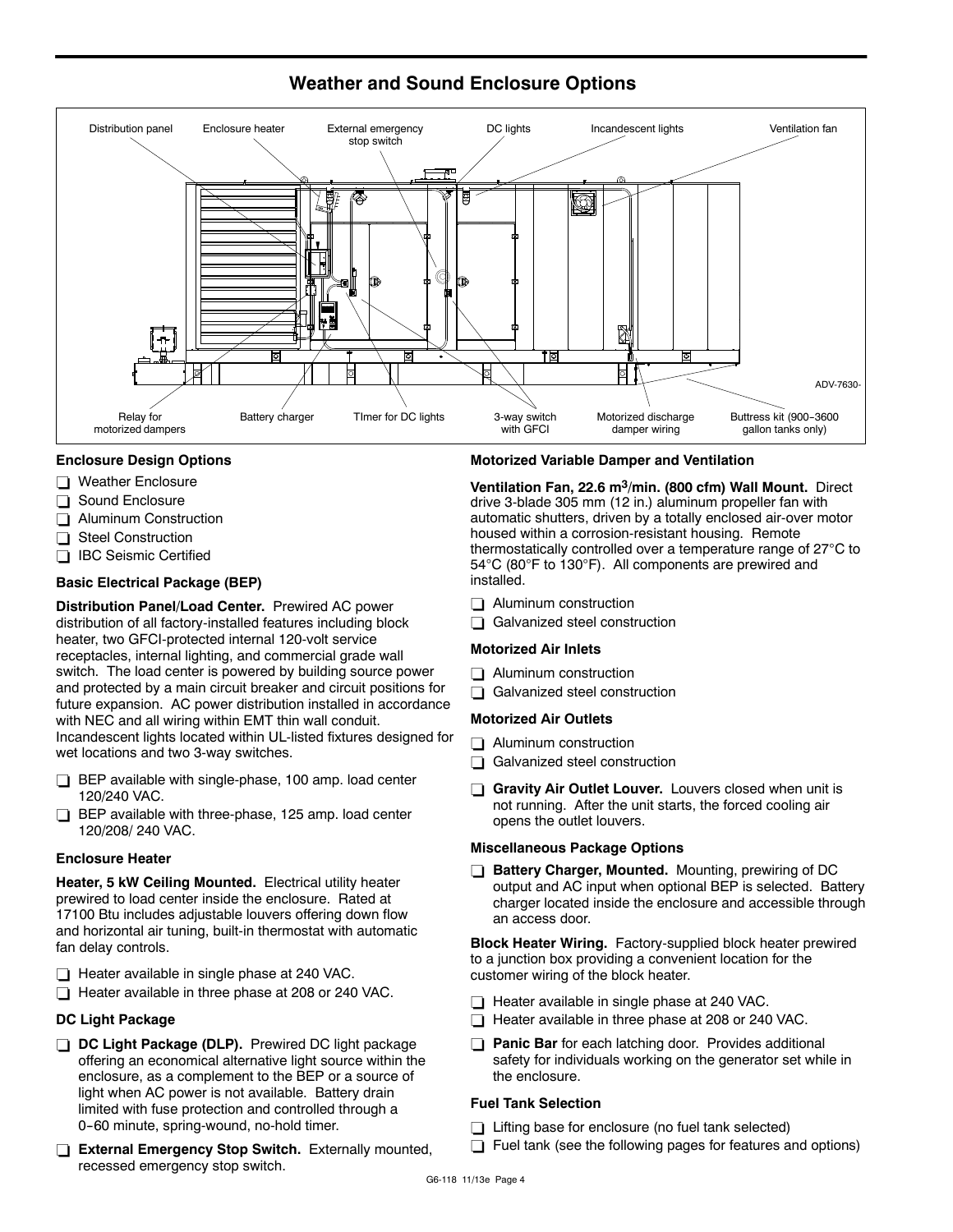## Weather and Sound Enclosure Options

Distribution panel, Enclosure heater, External emergency stop switch, DC lights, Incandescent lights, Ventilation fan

ADV-7630-

Relay for motorized dampers, Battery charger, TImer for DC lights, 3-way switch with GFCI, Motorized discharge damper wiring, Buttress kit (900–3600 gallon tanks only)

### Enclosure Design Options

- ❑ Weather Enclosure
- ❑ Sound Enclosure
- ❑ Aluminum Construction
- ❑ Steel Construction
- ❑ IBC Seismic Certified

### Basic Electrical Package (BEP)

**Distribution Panel/Load Center.** Prewired AC power distribution of all factory-installed features including block heater, two GFCI-protected internal 120-volt service receptacles, internal lighting, and commercial grade wall switch. The load center is powered by building source power and protected by a main circuit breaker and circuit positions for future expansion. AC power distribution installed in accordance with NEC and all wiring within EMT thin wall conduit. Incandescent lights located within UL-listed fixtures designed for wet locations and two 3-way switches.

- ❑ BEP available with single-phase, 100 amp. load center 120/240 VAC.
- ❑ BEP available with three-phase, 125 amp. load center 120/208/ 240 VAC.

### Enclosure Heater

**Heater, 5 kW Ceiling Mounted.** Electrical utility heater prewired to load center inside the enclosure. Rated at 17100 Btu includes adjustable louvers offering down flow and horizontal air tuning, built-in thermostat with automatic fan delay controls.

- ❑ Heater available in single phase at 240 VAC.
- ❑ Heater available in three phase at 208 or 240 VAC.

### DC Light Package

- ❑ **DC Light Package (DLP).** Prewired DC light package offering an economical alternative light source within the enclosure, as a complement to the BEP or a source of light when AC power is not available. Battery drain limited with fuse protection and controlled through a 0–60 minute, spring-wound, no-hold timer.
- ❑ **External Emergency Stop Switch.** Externally mounted, recessed emergency stop switch.

### Motorized Variable Damper and Ventilation

**Ventilation Fan, 22.6 $m^3$/min. (800 cfm) Wall Mount.** Direct drive 3-blade 305 mm (12 in.) aluminum propeller fan with automatic shutters, driven by a totally enclosed air-over motor housed within a corrosion-resistant housing. Remote thermostatically controlled over a temperature range of 27°C to 54°C (80°F to 130°F). All components are prewired and installed.

- ❑ Aluminum construction
- ❑ Galvanized steel construction

### Motorized Air Inlets

- ❑ Aluminum construction
- ❑ Galvanized steel construction

### Motorized Air Outlets

- ❑ Aluminum construction
- ❑ Galvanized steel construction
- ❑ **Gravity Air Outlet Louver.** Louvers closed when unit is not running. After the unit starts, the forced cooling air opens the outlet louvers.

### Miscellaneous Package Options

- ❑ **Battery Charger, Mounted.** Mounting, prewiring of DC output and AC input when optional BEP is selected. Battery charger located inside the enclosure and accessible through an access door.

**Block Heater Wiring.** Factory-supplied block heater prewired to a junction box providing a convenient location for the customer wiring of the block heater.

- ❑ Heater available in single phase at 240 VAC.
- ❑ Heater available in three phase at 208 or 240 VAC.
- ❑ **Panic Bar** for each latching door. Provides additional safety for individuals working on the generator set while in the enclosure.

### Fuel Tank Selection

- ❑ Lifting base for enclosure (no fuel tank selected)
- ❑ Fuel tank (see the following pages for features and options)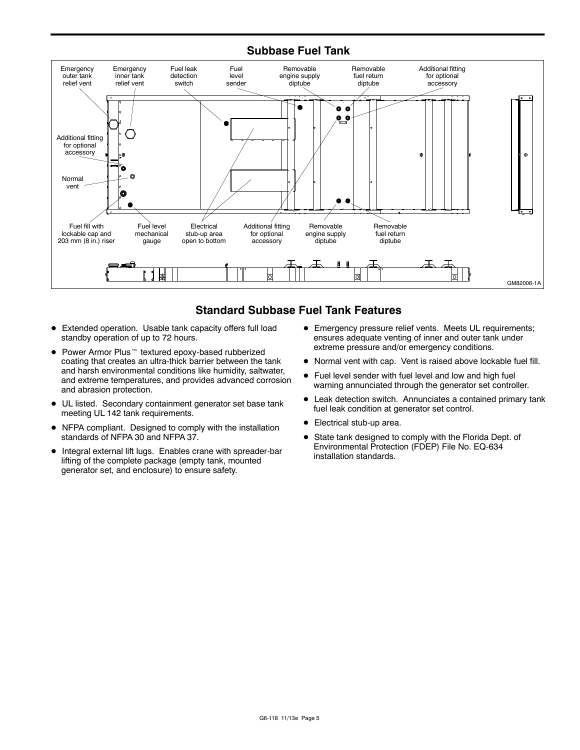## Subbase Fuel Tank

Emergency outer tank relief vent

Emergency inner tank relief vent

Fuel leak detection switch

Fuel level sender

Removable engine supply diptube

Removable fuel return diptube

Additional fitting for optional accessory

Additional fitting for optional accessory

Normal vent

Fuel fill with lockable cap and 203 mm (8 in.) riser

Fuel level mechanical gauge

Electrical stub-up area open to bottom

Additional fitting for optional accessory

Removable engine supply diptube

Removable fuel return diptube

GM82006-1A

## Standard Subbase Fuel Tank Features

- Extended operation. Usable tank capacity offers full load standby operation of up to 72 hours.
- Power Armor Plus™ textured epoxy-based rubberized coating that creates an ultra-thick barrier between the tank and harsh environmental conditions like humidity, saltwater, and extreme temperatures, and provides advanced corrosion and abrasion protection.
- UL listed. Secondary containment generator set base tank meeting UL 142 tank requirements.
- NFPA compliant. Designed to comply with the installation standards of NFPA 30 and NFPA 37.
- Integral external lift lugs. Enables crane with spreader-bar lifting of the complete package (empty tank, mounted generator set, and enclosure) to ensure safety.
- Emergency pressure relief vents. Meets UL requirements; ensures adequate venting of inner and outer tank under extreme pressure and/or emergency conditions.
- Normal vent with cap. Vent is raised above lockable fuel fill.
- Fuel level sender with fuel level and low and high fuel warning annunciated through the generator set controller.
- Leak detection switch. Annunciates a contained primary tank fuel leak condition at generator set control.
- Electrical stub-up area.
- State tank designed to comply with the Florida Dept. of Environmental Protection (FDEP) File No. EQ-634 installation standards.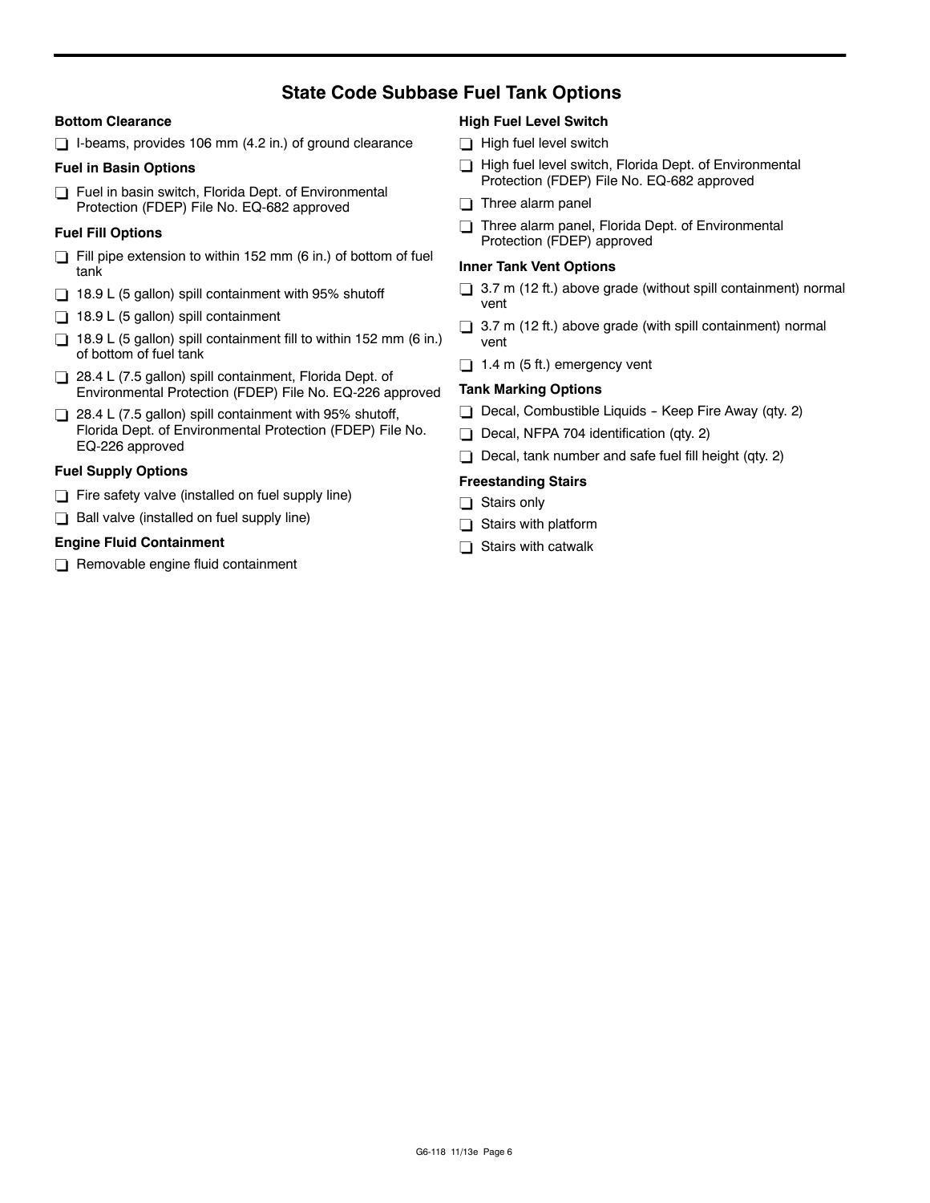## State Code Subbase Fuel Tank Options

### Bottom Clearance

- ❑ I-beams, provides 106 mm (4.2 in.) of ground clearance

### Fuel in Basin Options

- ❑ Fuel in basin switch, Florida Dept. of Environmental Protection (FDEP) File No. EQ-682 approved

### Fuel Fill Options

- ❑ Fill pipe extension to within 152 mm (6 in.) of bottom of fuel tank
- ❑ 18.9 L (5 gallon) spill containment with 95% shutoff
- ❑ 18.9 L (5 gallon) spill containment
- ❑ 18.9 L (5 gallon) spill containment fill to within 152 mm (6 in.) of bottom of fuel tank
- ❑ 28.4 L (7.5 gallon) spill containment, Florida Dept. of Environmental Protection (FDEP) File No. EQ-226 approved
- ❑ 28.4 L (7.5 gallon) spill containment with 95% shutoff, Florida Dept. of Environmental Protection (FDEP) File No. EQ-226 approved

### Fuel Supply Options

- ❑ Fire safety valve (installed on fuel supply line)
- ❑ Ball valve (installed on fuel supply line)

### Engine Fluid Containment

- ❑ Removable engine fluid containment

### High Fuel Level Switch

- ❑ High fuel level switch
- ❑ High fuel level switch, Florida Dept. of Environmental Protection (FDEP) File No. EQ-682 approved
- ❑ Three alarm panel
- ❑ Three alarm panel, Florida Dept. of Environmental Protection (FDEP) approved

### Inner Tank Vent Options

- ❑ 3.7 m (12 ft.) above grade (without spill containment) normal vent
- ❑ 3.7 m (12 ft.) above grade (with spill containment) normal vent
- ❑ 1.4 m (5 ft.) emergency vent

### Tank Marking Options

- ❑ Decal, Combustible Liquids - Keep Fire Away (qty. 2)
- ❑ Decal, NFPA 704 identification (qty. 2)
- ❑ Decal, tank number and safe fuel fill height (qty. 2)

### Freestanding Stairs

- ❑ Stairs only
- ❑ Stairs with platform
- ❑ Stairs with catwalk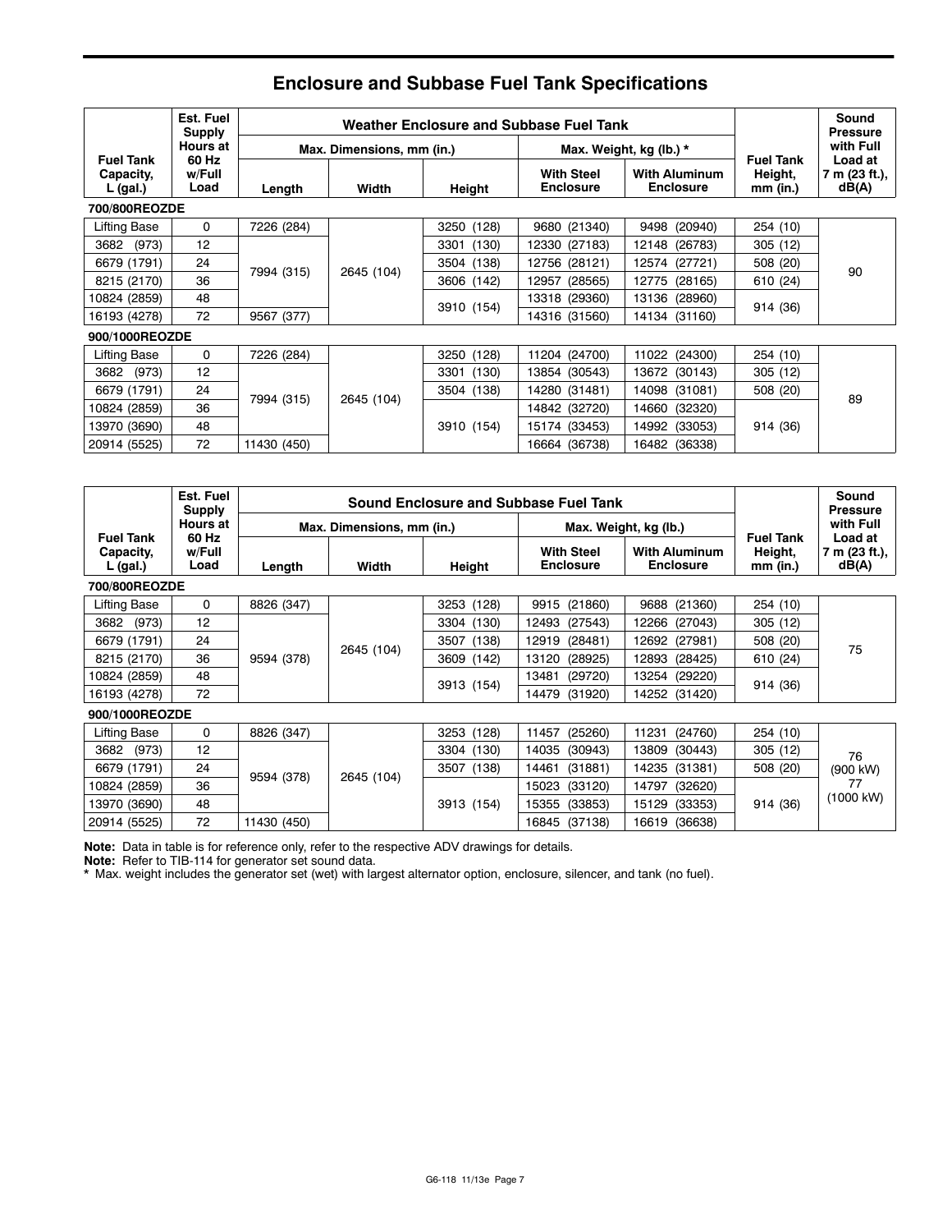## Enclosure and Subbase Fuel Tank Specifications

| Fuel Tank Capacity, L (gal.) | Est. Fuel Supply Hours at 60 Hz w/Full Load | Weather Enclosure and Subbase Fuel Tank | | | | | Fuel Tank Height, mm (in.) | Sound Pressure with Full Load at 7 m (23 ft.), dB(A) |
|---|---|---|---|---|---|---|---|---|
| | | Max. Dimensions, mm (in.) | | | Max. Weight, kg (lb.) * | | | |
| | | Length | Width | Height | With Steel Enclosure | With Aluminum Enclosure | | |
| **700/800REOZDE** | | | | | | | | |
| Lifting Base | 0 | 7226 (284) | 2645 (104) | 3250 (128) | 9680 (21340) | 9498 (20940) | 254 (10) | 90 |
| 3682 (973) | 12 | 7994 (315) | 2645 (104) | 3301 (130) | 12330 (27183) | 12148 (26783) | 305 (12) | 90 |
| 6679 (1791) | 24 | 7994 (315) | 2645 (104) | 3504 (138) | 12756 (28121) | 12574 (27721) | 508 (20) | 90 |
| 8215 (2170) | 36 | 7994 (315) | 2645 (104) | 3606 (142) | 12957 (28565) | 12775 (28165) | 610 (24) | 90 |
| 10824 (2859) | 48 | 7994 (315) | 2645 (104) | 3910 (154) | 13318 (29360) | 13136 (28960) | 914 (36) | 90 |
| 16193 (4278) | 72 | 9567 (377) | 2645 (104) | 3910 (154) | 14316 (31560) | 14134 (31160) | 914 (36) | 90 |
| **900/1000REOZDE** | | | | | | | | |
| Lifting Base | 0 | 7226 (284) | 2645 (104) | 3250 (128) | 11204 (24700) | 11022 (24300) | 254 (10) | 89 |
| 3682 (973) | 12 | 7994 (315) | 2645 (104) | 3301 (130) | 13854 (30543) | 13672 (30143) | 305 (12) | 89 |
| 6679 (1791) | 24 | 7994 (315) | 2645 (104) | 3504 (138) | 14280 (31481) | 14098 (31081) | 508 (20) | 89 |
| 10824 (2859) | 36 | 7994 (315) | 2645 (104) | 3910 (154) | 14842 (32720) | 14660 (32320) | 914 (36) | 89 |
| 13970 (3690) | 48 | 7994 (315) | 2645 (104) | 3910 (154) | 15174 (33453) | 14992 (33053) | 914 (36) | 89 |
| 20914 (5525) | 72 | 11430 (450) | 2645 (104) | 3910 (154) | 16664 (36738) | 16482 (36338) | 914 (36) | 89 |

| Fuel Tank Capacity, L (gal.) | Est. Fuel Supply Hours at 60 Hz w/Full Load | Sound Enclosure and Subbase Fuel Tank | | | | | Fuel Tank Height, mm (in.) | Sound Pressure with Full Load at 7 m (23 ft.), dB(A) |
|---|---|---|---|---|---|---|---|---|
| | | Max. Dimensions, mm (in.) | | | Max. Weight, kg (lb.) | | | |
| | | Length | Width | Height | With Steel Enclosure | With Aluminum Enclosure | | |
| **700/800REOZDE** | | | | | | | | |
| Lifting Base | 0 | 8826 (347) | 2645 (104) | 3253 (128) | 9915 (21860) | 9688 (21360) | 254 (10) | 75 |
| 3682 (973) | 12 | 9594 (378) | 2645 (104) | 3304 (130) | 12493 (27543) | 12266 (27043) | 305 (12) | 75 |
| 6679 (1791) | 24 | 9594 (378) | 2645 (104) | 3507 (138) | 12919 (28481) | 12692 (27981) | 508 (20) | 75 |
| 8215 (2170) | 36 | 9594 (378) | 2645 (104) | 3609 (142) | 13120 (28925) | 12893 (28425) | 610 (24) | 75 |
| 10824 (2859) | 48 | 9594 (378) | 2645 (104) | 3913 (154) | 13481 (29720) | 13254 (29220) | 914 (36) | 75 |
| 16193 (4278) | 72 | 9594 (378) | 2645 (104) | 3913 (154) | 14479 (31920) | 14252 (31420) | 914 (36) | 75 |
| **900/1000REOZDE** | | | | | | | | |
| Lifting Base | 0 | 8826 (347) | 2645 (104) | 3253 (128) | 11457 (25260) | 11231 (24760) | 254 (10) | 76 (900 kW) 77 (1000 kW) |
| 3682 (973) | 12 | 9594 (378) | 2645 (104) | 3304 (130) | 14035 (30943) | 13809 (30443) | 305 (12) | 76 (900 kW) 77 (1000 kW) |
| 6679 (1791) | 24 | 9594 (378) | 2645 (104) | 3507 (138) | 14461 (31881) | 14235 (31381) | 508 (20) | 76 (900 kW) 77 (1000 kW) |
| 10824 (2859) | 36 | 9594 (378) | 2645 (104) | 3913 (154) | 15023 (33120) | 14797 (32620) | 914 (36) | 76 (900 kW) 77 (1000 kW) |
| 13970 (3690) | 48 | 9594 (378) | 2645 (104) | 3913 (154) | 15355 (33853) | 15129 (33353) | 914 (36) | 76 (900 kW) 77 (1000 kW) |
| 20914 (5525) | 72 | 11430 (450) | 2645 (104) | 3913 (154) | 16845 (37138) | 16619 (36638) | 914 (36) | 76 (900 kW) 77 (1000 kW) |

**Note:** Data in table is for reference only, refer to the respective ADV drawings for details.

**Note:** Refer to TIB-114 for generator set sound data.

\* Max. weight includes the generator set (wet) with largest alternator option, enclosure, silencer, and tank (no fuel).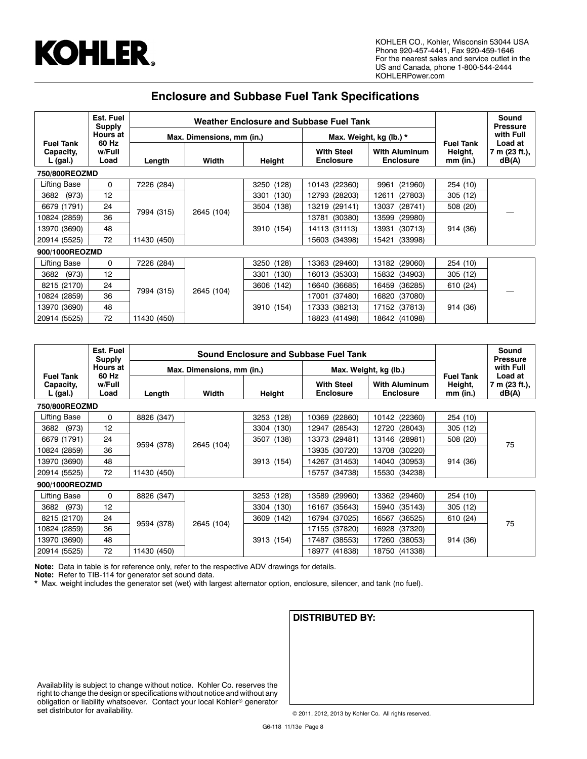KOHLER CO., Kohler, Wisconsin 53044 USA
Phone 920-457-4441, Fax 920-459-1646
For the nearest sales and service outlet in the US and Canada, phone 1-800-544-2444
KOHLERPower.com

## Enclosure and Subbase Fuel Tank Specifications

| Fuel Tank Capacity, L (gal.) | Est. Fuel Supply Hours at 60 Hz w/Full Load | Weather Enclosure and Subbase Fuel Tank | | | | | Fuel Tank Height, mm (in.) | Sound Pressure with Full Load at 7 m (23 ft.), dB(A) |
|---|---|---|---|---|---|---|---|---|
| | | Max. Dimensions, mm (in.) | | | Max. Weight, kg (lb.) * | | | |
| | | Length | Width | Height | With Steel Enclosure | With Aluminum Enclosure | | |
| **750/800REOZMD** | | | | | | | | |
| Lifting Base | 0 | 7226 (284) | 2645 (104) | 3250 (128) | 10143 (22360) | 9961 (21960) | 254 (10) | — |
| 3682 (973) | 12 | 7994 (315) | 2645 (104) | 3301 (130) | 12793 (28203) | 12611 (27803) | 305 (12) | — |
| 6679 (1791) | 24 | 7994 (315) | 2645 (104) | 3504 (138) | 13219 (29141) | 13037 (28741) | 508 (20) | — |
| 10824 (2859) | 36 | 7994 (315) | 2645 (104) | 3910 (154) | 13781 (30380) | 13599 (29980) | 914 (36) | — |
| 13970 (3690) | 48 | 7994 (315) | 2645 (104) | 3910 (154) | 14113 (31113) | 13931 (30713) | 914 (36) | — |
| 20914 (5525) | 72 | 11430 (450) | 2645 (104) | 3910 (154) | 15603 (34398) | 15421 (33998) | 914 (36) | — |
| **900/1000REOZMD** | | | | | | | | |
| Lifting Base | 0 | 7226 (284) | 2645 (104) | 3250 (128) | 13363 (29460) | 13182 (29060) | 254 (10) | — |
| 3682 (973) | 12 | 7994 (315) | 2645 (104) | 3301 (130) | 16013 (35303) | 15832 (34903) | 305 (12) | — |
| 8215 (2170) | 24 | 7994 (315) | 2645 (104) | 3606 (142) | 16640 (36685) | 16459 (36285) | 610 (24) | — |
| 10824 (2859) | 36 | 7994 (315) | 2645 (104) | 3910 (154) | 17001 (37480) | 16820 (37080) | 914 (36) | — |
| 13970 (3690) | 48 | 7994 (315) | 2645 (104) | 3910 (154) | 17333 (38213) | 17152 (37813) | 914 (36) | — |
| 20914 (5525) | 72 | 11430 (450) | 2645 (104) | 3910 (154) | 18823 (41498) | 18642 (41098) | 914 (36) | — |

| Fuel Tank Capacity, L (gal.) | Est. Fuel Supply Hours at 60 Hz w/Full Load | Sound Enclosure and Subbase Fuel Tank | | | | | Fuel Tank Height, mm (in.) | Sound Pressure with Full Load at 7 m (23 ft.), dB(A) |
|---|---|---|---|---|---|---|---|---|
| | | Max. Dimensions, mm (in.) | | | Max. Weight, kg (lb.) | | | |
| | | Length | Width | Height | With Steel Enclosure | With Aluminum Enclosure | | |
| **750/800REOZMD** | | | | | | | | |
| Lifting Base | 0 | 8826 (347) | 2645 (104) | 3253 (128) | 10369 (22860) | 10142 (22360) | 254 (10) | 75 |
| 3682 (973) | 12 | 9594 (378) | 2645 (104) | 3304 (130) | 12947 (28543) | 12720 (28043) | 305 (12) | 75 |
| 6679 (1791) | 24 | 9594 (378) | 2645 (104) | 3507 (138) | 13373 (29481) | 13146 (28981) | 508 (20) | 75 |
| 10824 (2859) | 36 | 9594 (378) | 2645 (104) | 3913 (154) | 13935 (30720) | 13708 (30220) | 914 (36) | 75 |
| 13970 (3690) | 48 | 9594 (378) | 2645 (104) | 3913 (154) | 14267 (31453) | 14040 (30953) | 914 (36) | 75 |
| 20914 (5525) | 72 | 11430 (450) | 2645 (104) | 3913 (154) | 15757 (34738) | 15530 (34238) | 914 (36) | 75 |
| **900/1000REOZMD** | | | | | | | | |
| Lifting Base | 0 | 8826 (347) | 2645 (104) | 3253 (128) | 13589 (29960) | 13362 (29460) | 254 (10) | 75 |
| 3682 (973) | 12 | 9594 (378) | 2645 (104) | 3304 (130) | 16167 (35643) | 15940 (35143) | 305 (12) | 75 |
| 8215 (2170) | 24 | 9594 (378) | 2645 (104) | 3609 (142) | 16794 (37025) | 16567 (36525) | 610 (24) | 75 |
| 10824 (2859) | 36 | 9594 (378) | 2645 (104) | 3913 (154) | 17155 (37820) | 16928 (37320) | 914 (36) | 75 |
| 13970 (3690) | 48 | 9594 (378) | 2645 (104) | 3913 (154) | 17487 (38553) | 17260 (38053) | 914 (36) | 75 |
| 20914 (5525) | 72 | 11430 (450) | 2645 (104) | 3913 (154) | 18977 (41838) | 18750 (41338) | 914 (36) | 75 |

**Note:** Data in table is for reference only, refer to the respective ADV drawings for details.
**Note:** Refer to TIB-114 for generator set sound data.
**\*** Max. weight includes the generator set (wet) with largest alternator option, enclosure, silencer, and tank (no fuel).

**DISTRIBUTED BY:**

Availability is subject to change without notice. Kohler Co. reserves the right to change the design or specifications without notice and without any obligation or liability whatsoever. Contact your local Kohler® generator set distributor for availability.

© 2011, 2012, 2013 by Kohler Co. All rights reserved.

G6-118 11/13e